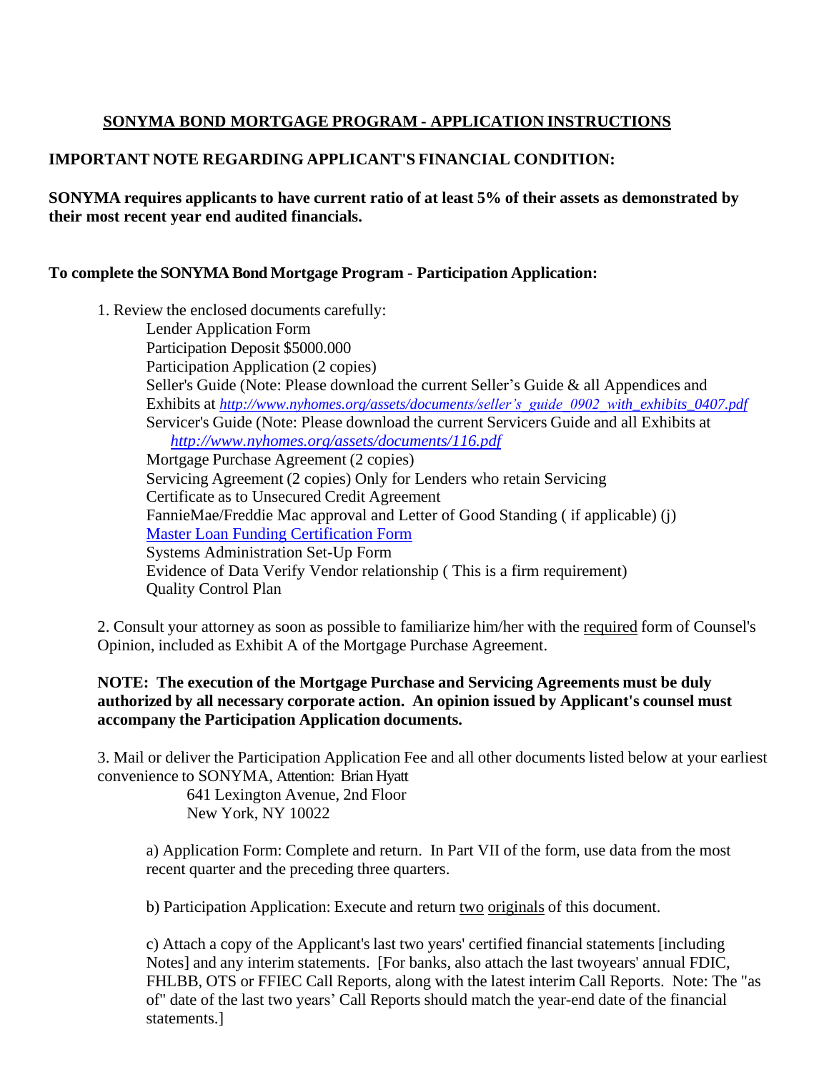## SONYMA BOND MORTGAGE PROGRAM - APPLICATION INSTRUCTIONS

**IMPORTANT NOTE REGARDING APPLICANT'S FINANCIAL CONDITION:**

**SONYMA requires applicants to have current ratio of at least 5% of their assets as demonstrated by their most recent year end audited financials.**

**To complete the SONYMA Bond Mortgage Program - Participation Application:**

1. Review the enclosed documents carefully:
   - Lender Application Form
   - Participation Deposit $5000.000
   - Participation Application (2 copies)
   - Seller's Guide (Note: Please download the current Seller's Guide & all Appendices and Exhibits at *http://www.nyhomes.org/assets/documents/seller's_guide_0902_with_exhibits_0407.pdf*
   - Servicer's Guide (Note: Please download the current Servicers Guide and all Exhibits at *http://www.nyhomes.org/assets/documents/116.pdf*
   - Mortgage Purchase Agreement (2 copies)
   - Servicing Agreement (2 copies) Only for Lenders who retain Servicing
   - Certificate as to Unsecured Credit Agreement
   - FannieMae/Freddie Mac approval and Letter of Good Standing ( if applicable) (j)
   - Master Loan Funding Certification Form
   - Systems Administration Set-Up Form
   - Evidence of Data Verify Vendor relationship ( This is a firm requirement)
   - Quality Control Plan

2. Consult your attorney as soon as possible to familiarize him/her with the required form of Counsel's Opinion, included as Exhibit A of the Mortgage Purchase Agreement.

**NOTE: The execution of the Mortgage Purchase and Servicing Agreements must be duly authorized by all necessary corporate action. An opinion issued by Applicant's counsel must accompany the Participation Application documents.**

3. Mail or deliver the Participation Application Fee and all other documents listed below at your earliest convenience to SONYMA, Attention: Brian Hyatt
   641 Lexington Avenue, 2nd Floor
   New York, NY 10022

   a) Application Form: Complete and return. In Part VII of the form, use data from the most recent quarter and the preceding three quarters.

   b) Participation Application: Execute and return two originals of this document.

   c) Attach a copy of the Applicant's last two years' certified financial statements [including Notes] and any interim statements. [For banks, also attach the last twoyears' annual FDIC, FHLBB, OTS or FFIEC Call Reports, along with the latest interim Call Reports. Note: The "as of" date of the last two years' Call Reports should match the year-end date of the financial statements.]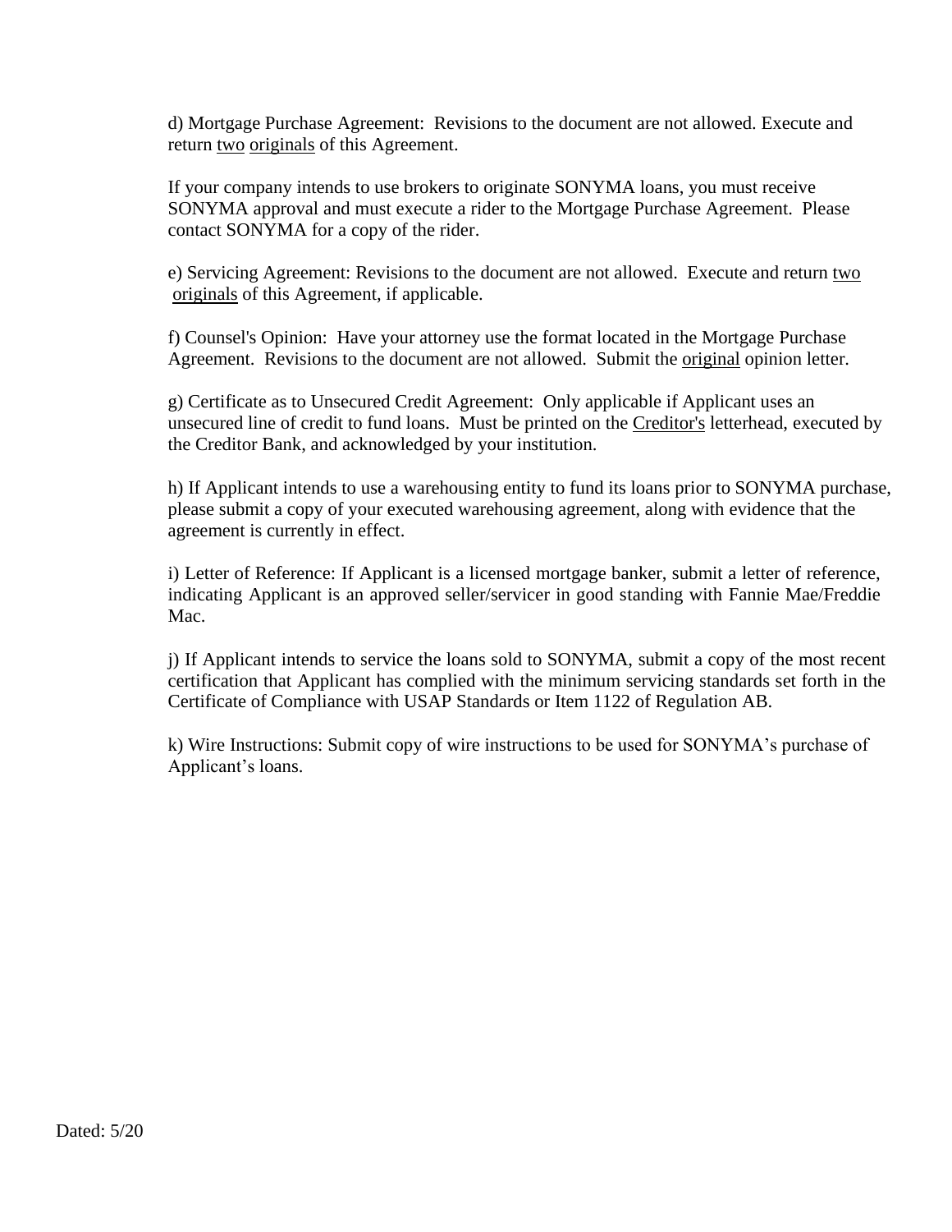d) Mortgage Purchase Agreement: Revisions to the document are not allowed. Execute and return two originals of this Agreement.

If your company intends to use brokers to originate SONYMA loans, you must receive SONYMA approval and must execute a rider to the Mortgage Purchase Agreement. Please contact SONYMA for a copy of the rider.

e) Servicing Agreement: Revisions to the document are not allowed. Execute and return two originals of this Agreement, if applicable.

f) Counsel's Opinion: Have your attorney use the format located in the Mortgage Purchase Agreement. Revisions to the document are not allowed. Submit the original opinion letter.

g) Certificate as to Unsecured Credit Agreement: Only applicable if Applicant uses an unsecured line of credit to fund loans. Must be printed on the Creditor's letterhead, executed by the Creditor Bank, and acknowledged by your institution.

h) If Applicant intends to use a warehousing entity to fund its loans prior to SONYMA purchase, please submit a copy of your executed warehousing agreement, along with evidence that the agreement is currently in effect.

i) Letter of Reference: If Applicant is a licensed mortgage banker, submit a letter of reference, indicating Applicant is an approved seller/servicer in good standing with Fannie Mae/Freddie Mac.

j) If Applicant intends to service the loans sold to SONYMA, submit a copy of the most recent certification that Applicant has complied with the minimum servicing standards set forth in the Certificate of Compliance with USAP Standards or Item 1122 of Regulation AB.

k) Wire Instructions: Submit copy of wire instructions to be used for SONYMA's purchase of Applicant's loans.

Dated: 5/20